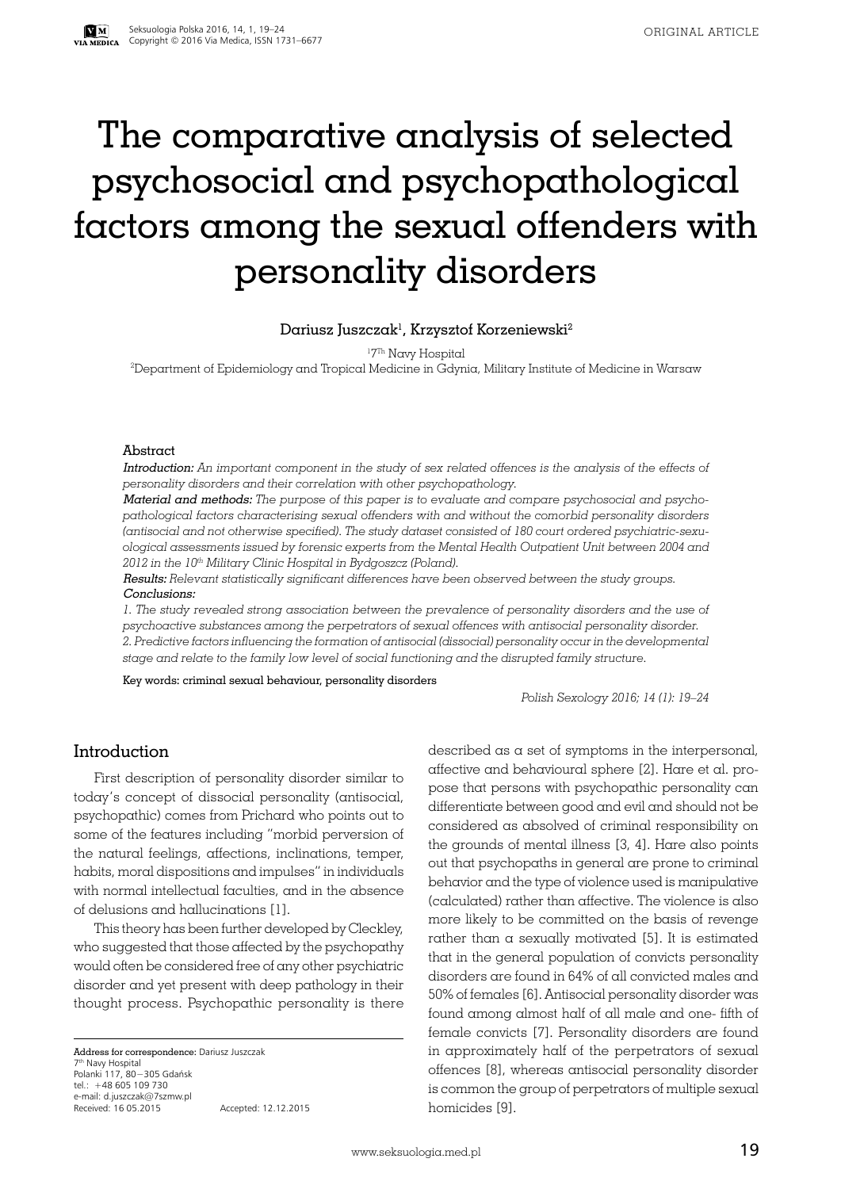ORIGINAL ARTICLE

# The comparative analysis of selected psychosocial and psychopathological factors among the sexual offenders with personality disorders

Dariusz Juszczak[1], Krzysztof Korzeniewski[2]

[1]7Th Navy Hospital
[2]Department of Epidemiology and Tropical Medicine in Gdynia, Military Institute of Medicine in Warsaw

### Abstract

***Introduction:*** *An important component in the study of sex related offences is the analysis of the effects of personality disorders and their correlation with other psychopathology.*

***Material and methods:*** *The purpose of this paper is to evaluate and compare psychosocial and psychopathological factors characterising sexual offenders with and without the comorbid personality disorders (antisocial and not otherwise specified). The study dataset consisted of 180 court ordered psychiatric-sexuological assessments issued by forensic experts from the Mental Health Outpatient Unit between 2004 and 2012 in the 10th Military Clinic Hospital in Bydgoszcz (Poland).*

***Results:*** *Relevant statistically significant differences have been observed between the study groups.*

***Conclusions:***

*1. The study revealed strong association between the prevalence of personality disorders and the use of psychoactive substances among the perpetrators of sexual offences with antisocial personality disorder.*

*2. Predictive factors influencing the formation of antisocial (dissocial) personality occur in the developmental stage and relate to the family low level of social functioning and the disrupted family structure.*

**Key words: criminal sexual behaviour, personality disorders**

*Polish Sexology 2016; 14 (1): 19–24*

## Introduction

First description of personality disorder similar to today's concept of dissocial personality (antisocial, psychopathic) comes from Prichard who points out to some of the features including "morbid perversion of the natural feelings, affections, inclinations, temper, habits, moral dispositions and impulses" in individuals with normal intellectual faculties, and in the absence of delusions and hallucinations [1].

This theory has been further developed by Cleckley, who suggested that those affected by the psychopathy would often be considered free of any other psychiatric disorder and yet present with deep pathology in their thought process. Psychopathic personality is there described as a set of symptoms in the interpersonal, affective and behavioural sphere [2]. Hare et al. propose that persons with psychopathic personality can differentiate between good and evil and should not be considered as absolved of criminal responsibility on the grounds of mental illness [3, 4]. Hare also points out that psychopaths in general are prone to criminal behavior and the type of violence used is manipulative (calculated) rather than affective. The violence is also more likely to be committed on the basis of revenge rather than a sexually motivated [5]. It is estimated that in the general population of convicts personality disorders are found in 64% of all convicted males and 50% of females [6]. Antisocial personality disorder was found among almost half of all male and one- fifth of female convicts [7]. Personality disorders are found in approximately half of the perpetrators of sexual offences [8], whereas antisocial personality disorder is common the group of perpetrators of multiple sexual homicides [9].

---

**Address for correspondence:** Dariusz Juszczak
7th Navy Hospital
Polanki 117, 80−305 Gdańsk
tel.: +48 605 109 730
e-mail: d.juszczak@7szmw.pl
Received: 16 05.2015 Accepted: 12.12.2015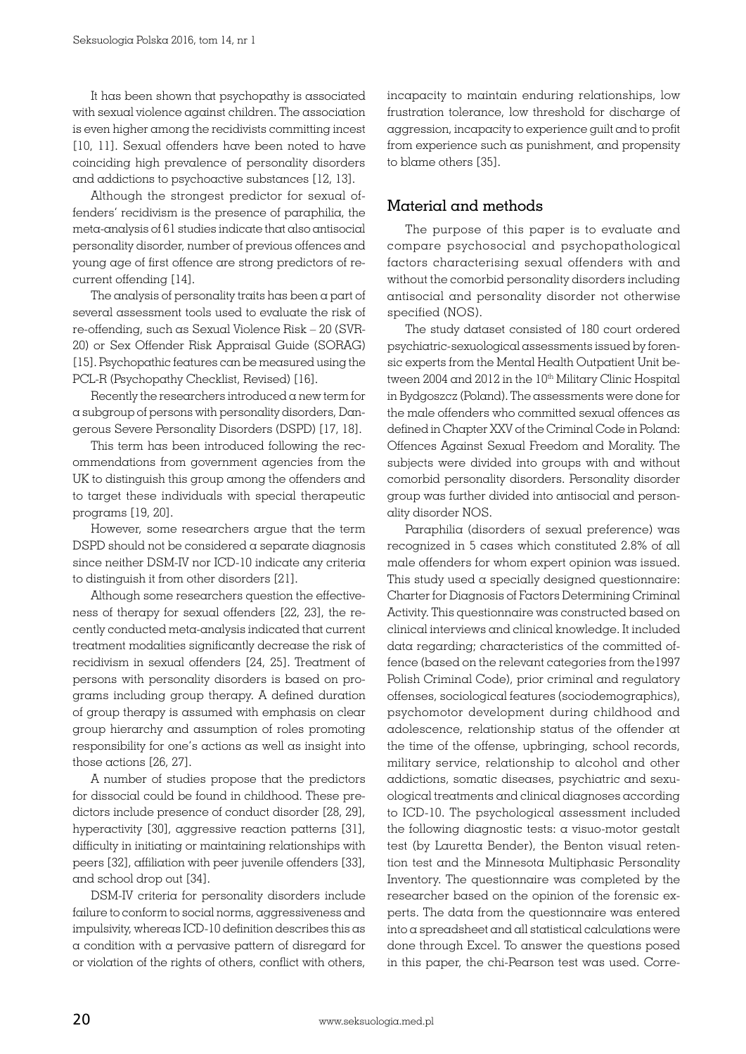It has been shown that psychopathy is associated with sexual violence against children. The association is even higher among the recidivists committing incest [10, 11]. Sexual offenders have been noted to have coinciding high prevalence of personality disorders and addictions to psychoactive substances [12, 13].

Although the strongest predictor for sexual offenders' recidivism is the presence of paraphilia, the meta-analysis of 61 studies indicate that also antisocial personality disorder, number of previous offences and young age of first offence are strong predictors of recurrent offending [14].

The analysis of personality traits has been a part of several assessment tools used to evaluate the risk of re-offending, such as Sexual Violence Risk – 20 (SVR-20) or Sex Offender Risk Appraisal Guide (SORAG) [15]. Psychopathic features can be measured using the PCL-R (Psychopathy Checklist, Revised) [16].

Recently the researchers introduced a new term for a subgroup of persons with personality disorders, Dangerous Severe Personality Disorders (DSPD) [17, 18].

This term has been introduced following the recommendations from government agencies from the UK to distinguish this group among the offenders and to target these individuals with special therapeutic programs [19, 20].

However, some researchers argue that the term DSPD should not be considered a separate diagnosis since neither DSM-IV nor ICD-10 indicate any criteria to distinguish it from other disorders [21].

Although some researchers question the effectiveness of therapy for sexual offenders [22, 23], the recently conducted meta-analysis indicated that current treatment modalities significantly decrease the risk of recidivism in sexual offenders [24, 25]. Treatment of persons with personality disorders is based on programs including group therapy. A defined duration of group therapy is assumed with emphasis on clear group hierarchy and assumption of roles promoting responsibility for one's actions as well as insight into those actions [26, 27].

A number of studies propose that the predictors for dissocial could be found in childhood. These predictors include presence of conduct disorder [28, 29], hyperactivity [30], aggressive reaction patterns [31], difficulty in initiating or maintaining relationships with peers [32], affiliation with peer juvenile offenders [33], and school drop out [34].

DSM-IV criteria for personality disorders include failure to conform to social norms, aggressiveness and impulsivity, whereas ICD-10 definition describes this as a condition with a pervasive pattern of disregard for or violation of the rights of others, conflict with others, incapacity to maintain enduring relationships, low frustration tolerance, low threshold for discharge of aggression, incapacity to experience guilt and to profit from experience such as punishment, and propensity to blame others [35].

## Material and methods

The purpose of this paper is to evaluate and compare psychosocial and psychopathological factors characterising sexual offenders with and without the comorbid personality disorders including antisocial and personality disorder not otherwise specified (NOS).

The study dataset consisted of 180 court ordered psychiatric-sexuological assessments issued by forensic experts from the Mental Health Outpatient Unit between 2004 and 2012 in the 10th Military Clinic Hospital in Bydgoszcz (Poland). The assessments were done for the male offenders who committed sexual offences as defined in Chapter XXV of the Criminal Code in Poland: Offences Against Sexual Freedom and Morality. The subjects were divided into groups with and without comorbid personality disorders. Personality disorder group was further divided into antisocial and personality disorder NOS.

Paraphilia (disorders of sexual preference) was recognized in 5 cases which constituted 2.8% of all male offenders for whom expert opinion was issued. This study used a specially designed questionnaire: Charter for Diagnosis of Factors Determining Criminal Activity. This questionnaire was constructed based on clinical interviews and clinical knowledge. It included data regarding; characteristics of the committed offence (based on the relevant categories from the1997 Polish Criminal Code), prior criminal and regulatory offenses, sociological features (sociodemographics), psychomotor development during childhood and adolescence, relationship status of the offender at the time of the offense, upbringing, school records, military service, relationship to alcohol and other addictions, somatic diseases, psychiatric and sexuological treatments and clinical diagnoses according to ICD-10. The psychological assessment included the following diagnostic tests: a visuo-motor gestalt test (by Lauretta Bender), the Benton visual retention test and the Minnesota Multiphasic Personality Inventory. The questionnaire was completed by the researcher based on the opinion of the forensic experts. The data from the questionnaire was entered into a spreadsheet and all statistical calculations were done through Excel. To answer the questions posed in this paper, the chi-Pearson test was used. Corre-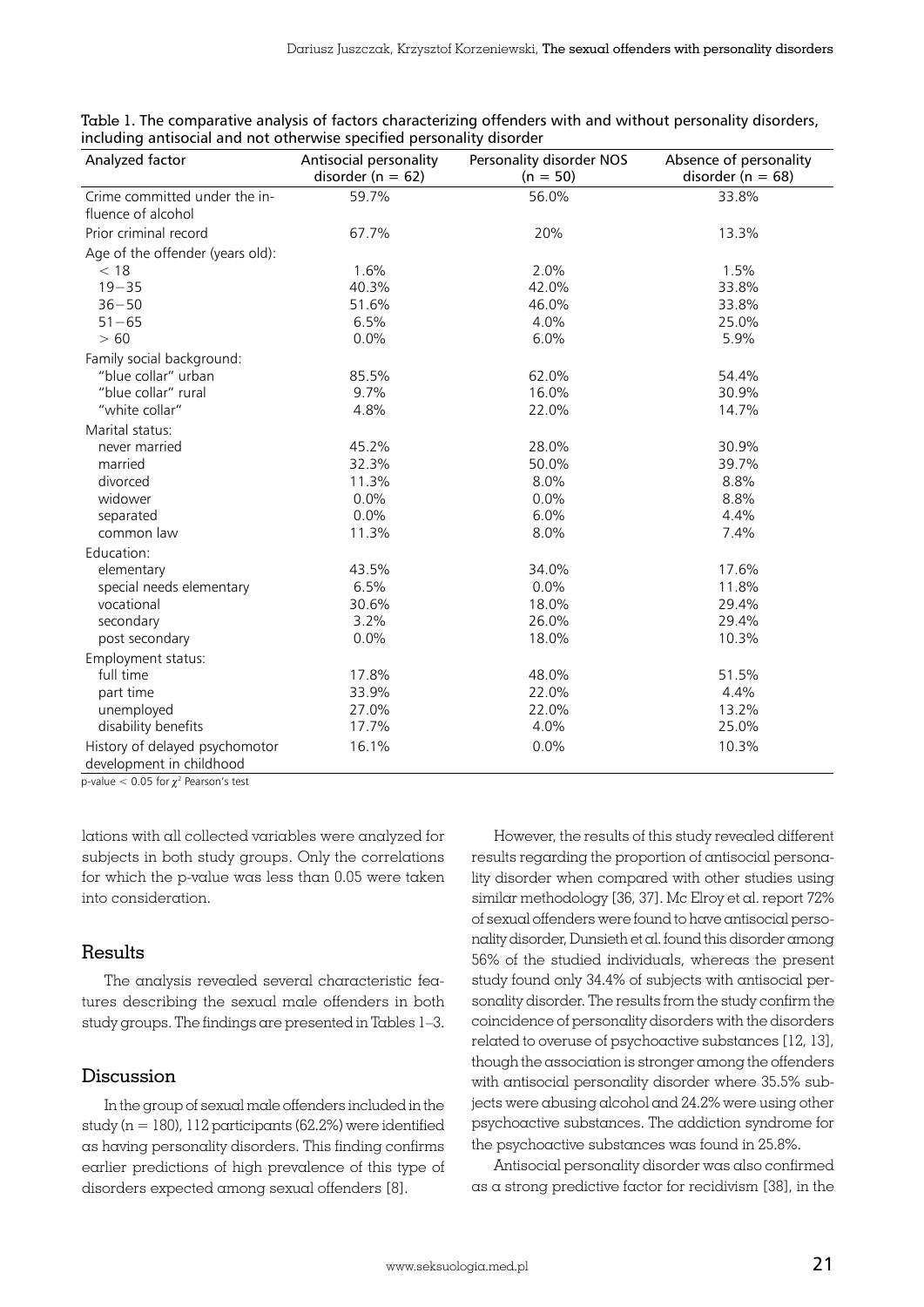Table 1. The comparative analysis of factors characterizing offenders with and without personality disorders, including antisocial and not otherwise specified personality disorder

| Analyzed factor | Antisocial personality disorder (n = 62) | Personality disorder NOS (n = 50) | Absence of personality disorder (n = 68) |
|---|---|---|---|
| Crime committed under the influence of alcohol | 59.7% | 56.0% | 33.8% |
| Prior criminal record | 67.7% | 20% | 13.3% |
| Age of the offender (years old): | | | |
| < 18 | 1.6% | 2.0% | 1.5% |
| 19–35 | 40.3% | 42.0% | 33.8% |
| 36–50 | 51.6% | 46.0% | 33.8% |
| 51–65 | 6.5% | 4.0% | 25.0% |
| > 60 | 0.0% | 6.0% | 5.9% |
| Family social background: | | | |
| "blue collar" urban | 85.5% | 62.0% | 54.4% |
| "blue collar" rural | 9.7% | 16.0% | 30.9% |
| "white collar" | 4.8% | 22.0% | 14.7% |
| Marital status: | | | |
| never married | 45.2% | 28.0% | 30.9% |
| married | 32.3% | 50.0% | 39.7% |
| divorced | 11.3% | 8.0% | 8.8% |
| widower | 0.0% | 0.0% | 8.8% |
| separated | 0.0% | 6.0% | 4.4% |
| common law | 11.3% | 8.0% | 7.4% |
| Education: | | | |
| elementary | 43.5% | 34.0% | 17.6% |
| special needs elementary | 6.5% | 0.0% | 11.8% |
| vocational | 30.6% | 18.0% | 29.4% |
| secondary | 3.2% | 26.0% | 29.4% |
| post secondary | 0.0% | 18.0% | 10.3% |
| Employment status: | | | |
| full time | 17.8% | 48.0% | 51.5% |
| part time | 33.9% | 22.0% | 4.4% |
| unemployed | 27.0% | 22.0% | 13.2% |
| disability benefits | 17.7% | 4.0% | 25.0% |
| History of delayed psychomotor development in childhood | 16.1% | 0.0% | 10.3% |

p-value $< 0.05$ for $\chi^2$ Pearson's test

lations with all collected variables were analyzed for subjects in both study groups. Only the correlations for which the p-value was less than 0.05 were taken into consideration.

## Results

The analysis revealed several characteristic features describing the sexual male offenders in both study groups. The findings are presented in Tables 1–3.

## Discussion

In the group of sexual male offenders included in the study (n = 180), 112 participants (62.2%) were identified as having personality disorders. This finding confirms earlier predictions of high prevalence of this type of disorders expected among sexual offenders [8].

However, the results of this study revealed different results regarding the proportion of antisocial personality disorder when compared with other studies using similar methodology [36, 37]. Mc Elroy et al. report 72% of sexual offenders were found to have antisocial personality disorder, Dunsieth et al. found this disorder among 56% of the studied individuals, whereas the present study found only 34.4% of subjects with antisocial personality disorder. The results from the study confirm the coincidence of personality disorders with the disorders related to overuse of psychoactive substances [12, 13], though the association is stronger among the offenders with antisocial personality disorder where 35.5% subjects were abusing alcohol and 24.2% were using other psychoactive substances. The addiction syndrome for the psychoactive substances was found in 25.8%.

Antisocial personality disorder was also confirmed as a strong predictive factor for recidivism [38], in the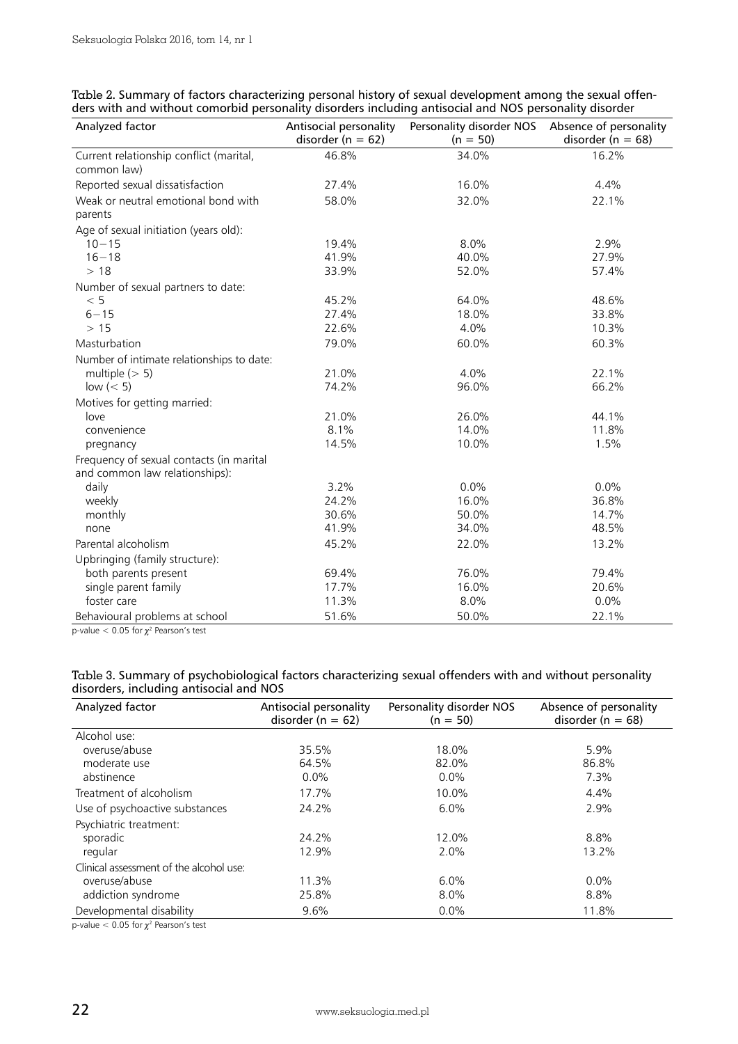Table 2. Summary of factors characterizing personal history of sexual development among the sexual offenders with and without comorbid personality disorders including antisocial and NOS personality disorder

| Analyzed factor | Antisocial personality disorder (n = 62) | Personality disorder NOS (n = 50) | Absence of personality disorder (n = 68) |
|---|---|---|---|
| Current relationship conflict (marital, common law) | 46.8% | 34.0% | 16.2% |
| Reported sexual dissatisfaction | 27.4% | 16.0% | 4.4% |
| Weak or neutral emotional bond with parents | 58.0% | 32.0% | 22.1% |
| Age of sexual initiation (years old): | | | |
| 10−15 | 19.4% | 8.0% | 2.9% |
| 16−18 | 41.9% | 40.0% | 27.9% |
| > 18 | 33.9% | 52.0% | 57.4% |
| Number of sexual partners to date: | | | |
| < 5 | 45.2% | 64.0% | 48.6% |
| 6−15 | 27.4% | 18.0% | 33.8% |
| > 15 | 22.6% | 4.0% | 10.3% |
| Masturbation | 79.0% | 60.0% | 60.3% |
| Number of intimate relationships to date: | | | |
| multiple (> 5) | 21.0% | 4.0% | 22.1% |
| low (< 5) | 74.2% | 96.0% | 66.2% |
| Motives for getting married: | | | |
| love | 21.0% | 26.0% | 44.1% |
| convenience | 8.1% | 14.0% | 11.8% |
| pregnancy | 14.5% | 10.0% | 1.5% |
| Frequency of sexual contacts (in marital and common law relationships): | | | |
| daily | 3.2% | 0.0% | 0.0% |
| weekly | 24.2% | 16.0% | 36.8% |
| monthly | 30.6% | 50.0% | 14.7% |
| none | 41.9% | 34.0% | 48.5% |
| Parental alcoholism | 45.2% | 22.0% | 13.2% |
| Upbringing (family structure): | | | |
| both parents present | 69.4% | 76.0% | 79.4% |
| single parent family | 17.7% | 16.0% | 20.6% |
| foster care | 11.3% | 8.0% | 0.0% |
| Behavioural problems at school | 51.6% | 50.0% | 22.1% |

p-value $< 0.05$ for $\chi^2$ Pearson's test

Table 3. Summary of psychobiological factors characterizing sexual offenders with and without personality disorders, including antisocial and NOS

| Analyzed factor | Antisocial personality disorder (n = 62) | Personality disorder NOS (n = 50) | Absence of personality disorder (n = 68) |
|---|---|---|---|
| Alcohol use: | | | |
| overuse/abuse | 35.5% | 18.0% | 5.9% |
| moderate use | 64.5% | 82.0% | 86.8% |
| abstinence | 0.0% | 0.0% | 7.3% |
| Treatment of alcoholism | 17.7% | 10.0% | 4.4% |
| Use of psychoactive substances | 24.2% | 6.0% | 2.9% |
| Psychiatric treatment: | | | |
| sporadic | 24.2% | 12.0% | 8.8% |
| regular | 12.9% | 2.0% | 13.2% |
| Clinical assessment of the alcohol use: | | | |
| overuse/abuse | 11.3% | 6.0% | 0.0% |
| addiction syndrome | 25.8% | 8.0% | 8.8% |
| Developmental disability | 9.6% | 0.0% | 11.8% |

p-value $< 0.05$ for $\chi^2$ Pearson's test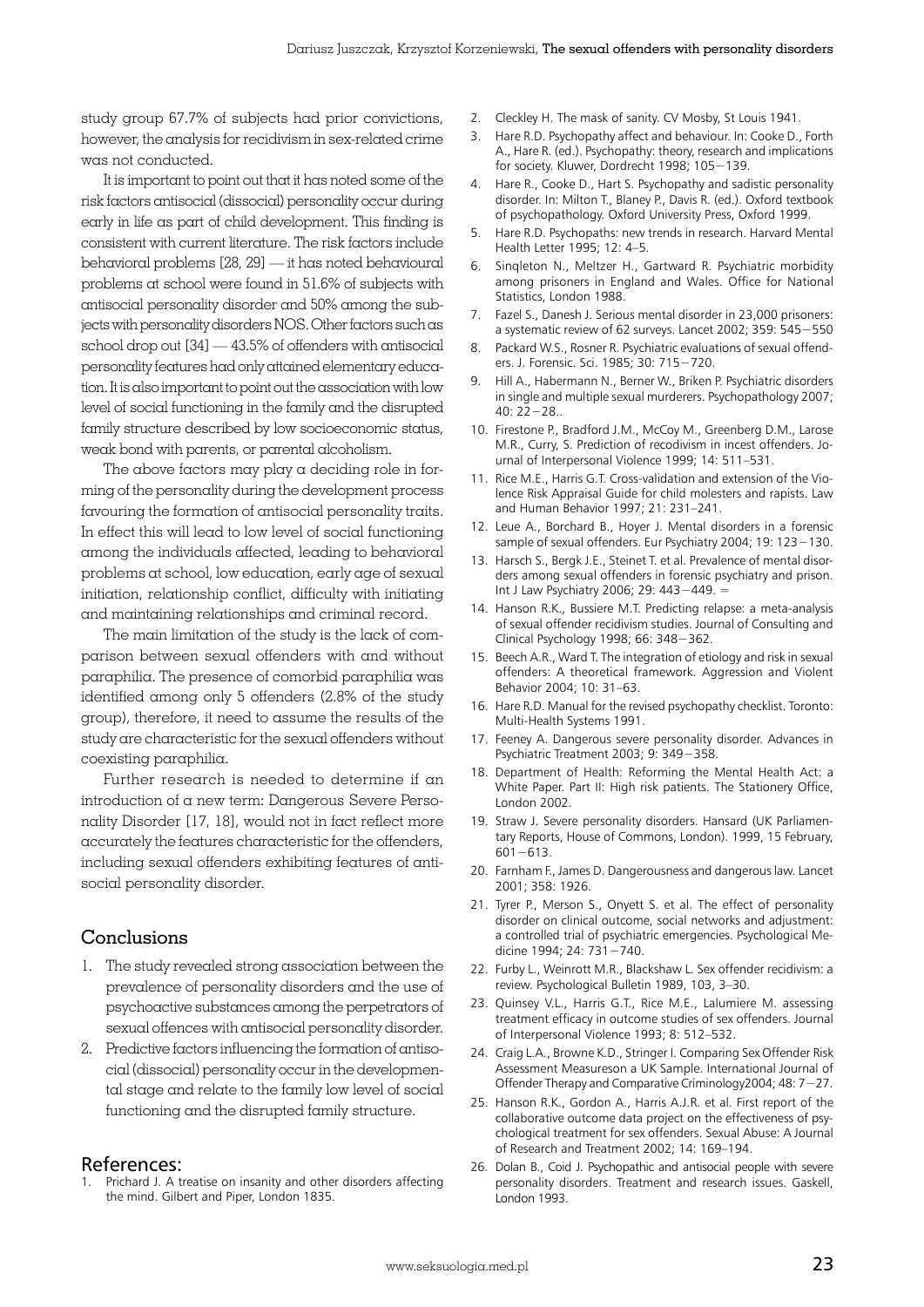study group 67.7% of subjects had prior convictions, however, the analysis for recidivism in sex-related crime was not conducted.

It is important to point out that it has noted some of the risk factors antisocial (dissocial) personality occur during early in life as part of child development. This finding is consistent with current literature. The risk factors include behavioral problems [28, 29] — it has noted behavioural problems at school were found in 51.6% of subjects with antisocial personality disorder and 50% among the subjects with personality disorders NOS. Other factors such as school drop out [34] — 43.5% of offenders with antisocial personality features had only attained elementary education. It is also important to point out the association with low level of social functioning in the family and the disrupted family structure described by low socioeconomic status, weak bond with parents, or parental alcoholism.

The above factors may play a deciding role in forming of the personality during the development process favouring the formation of antisocial personality traits. In effect this will lead to low level of social functioning among the individuals affected, leading to behavioral problems at school, low education, early age of sexual initiation, relationship conflict, difficulty with initiating and maintaining relationships and criminal record.

The main limitation of the study is the lack of comparison between sexual offenders with and without paraphilia. The presence of comorbid paraphilia was identified among only 5 offenders (2.8% of the study group), therefore, it need to assume the results of the study are characteristic for the sexual offenders without coexisting paraphilia.

Further research is needed to determine if an introduction of a new term: Dangerous Severe Personality Disorder [17, 18], would not in fact reflect more accurately the features characteristic for the offenders, including sexual offenders exhibiting features of antisocial personality disorder.

## Conclusions

1. The study revealed strong association between the prevalence of personality disorders and the use of psychoactive substances among the perpetrators of sexual offences with antisocial personality disorder.
2. Predictive factors influencing the formation of antisocial (dissocial) personality occur in the developmental stage and relate to the family low level of social functioning and the disrupted family structure.

## References:

1. Prichard J. A treatise on insanity and other disorders affecting the mind. Gilbert and Piper, London 1835.
2. Cleckley H. The mask of sanity. CV Mosby, St Louis 1941.
3. Hare R.D. Psychopathy affect and behaviour. In: Cooke D., Forth A., Hare R. (ed.). Psychopathy: theory, research and implications for society. Kluwer, Dordrecht 1998; 105−139.
4. Hare R., Cooke D., Hart S. Psychopathy and sadistic personality disorder. In: Milton T., Blaney P., Davis R. (ed.). Oxford textbook of psychopathology. Oxford University Press, Oxford 1999.
5. Hare R.D. Psychopaths: new trends in research. Harvard Mental Health Letter 1995; 12: 4–5.
6. Singleton N., Meltzer H., Gartward R. Psychiatric morbidity among prisoners in England and Wales. Office for National Statistics, London 1988.
7. Fazel S., Danesh J. Serious mental disorder in 23,000 prisoners: a systematic review of 62 surveys. Lancet 2002; 359: 545−550
8. Packard W.S., Rosner R. Psychiatric evaluations of sexual offenders. J. Forensic. Sci. 1985; 30: 715−720.
9. Hill A., Habermann N., Berner W., Briken P. Psychiatric disorders in single and multiple sexual murderers. Psychopathology 2007; 40: 22−28..
10. Firestone P., Bradford J.M., McCoy M., Greenberg D.M., Larose M.R., Curry, S. Prediction of recodivism in incest offenders. Journal of Interpersonal Violence 1999; 14: 511–531.
11. Rice M.E., Harris G.T. Cross-validation and extension of the Violence Risk Appraisal Guide for child molesters and rapists. Law and Human Behavior 1997; 21: 231–241.
12. Leue A., Borchard B., Hoyer J. Mental disorders in a forensic sample of sexual offenders. Eur Psychiatry 2004; 19: 123−130.
13. Harsch S., Bergk J.E., Steinet T. et al. Prevalence of mental disorders among sexual offenders in forensic psychiatry and prison. Int J Law Psychiatry 2006; 29: 443−449. =
14. Hanson R.K., Bussiere M.T. Predicting relapse: a meta-analysis of sexual offender recidivism studies. Journal of Consulting and Clinical Psychology 1998; 66: 348−362.
15. Beech A.R., Ward T. The integration of etiology and risk in sexual offenders: A theoretical framework. Aggression and Violent Behavior 2004; 10: 31–63.
16. Hare R.D. Manual for the revised psychopathy checklist. Toronto: Multi-Health Systems 1991.
17. Feeney A. Dangerous severe personality disorder. Advances in Psychiatric Treatment 2003; 9: 349−358.
18. Department of Health: Reforming the Mental Health Act: a White Paper. Part II: High risk patients. The Stationery Office, London 2002.
19. Straw J. Severe personality disorders. Hansard (UK Parliamentary Reports, House of Commons, London). 1999, 15 February, 601−613.
20. Farnham F., James D. Dangerousness and dangerous law. Lancet 2001; 358: 1926.
21. Tyrer P., Merson S., Onyett S. et al. The effect of personality disorder on clinical outcome, social networks and adjustment: a controlled trial of psychiatric emergencies. Psychological Medicine 1994; 24: 731−740.
22. Furby L., Weinrott M.R., Blackshaw L. Sex offender recidivism: a review. Psychological Bulletin 1989, 103, 3–30.
23. Quinsey V.L., Harris G.T., Rice M.E., Lalumiere M. assessing treatment efficacy in outcome studies of sex offenders. Journal of Interpersonal Violence 1993; 8: 512–532.
24. Craig L.A., Browne K.D., Stringer I. Comparing Sex Offender Risk Assessment Measureson a UK Sample. International Journal of Offender Therapy and Comparative Criminology2004; 48: 7−27.
25. Hanson R.K., Gordon A., Harris A.J.R. et al. First report of the collaborative outcome data project on the effectiveness of psychological treatment for sex offenders. Sexual Abuse: A Journal of Research and Treatment 2002; 14: 169–194.
26. Dolan B., Coid J. Psychopathic and antisocial people with severe personality disorders. Treatment and research issues. Gaskell, London 1993.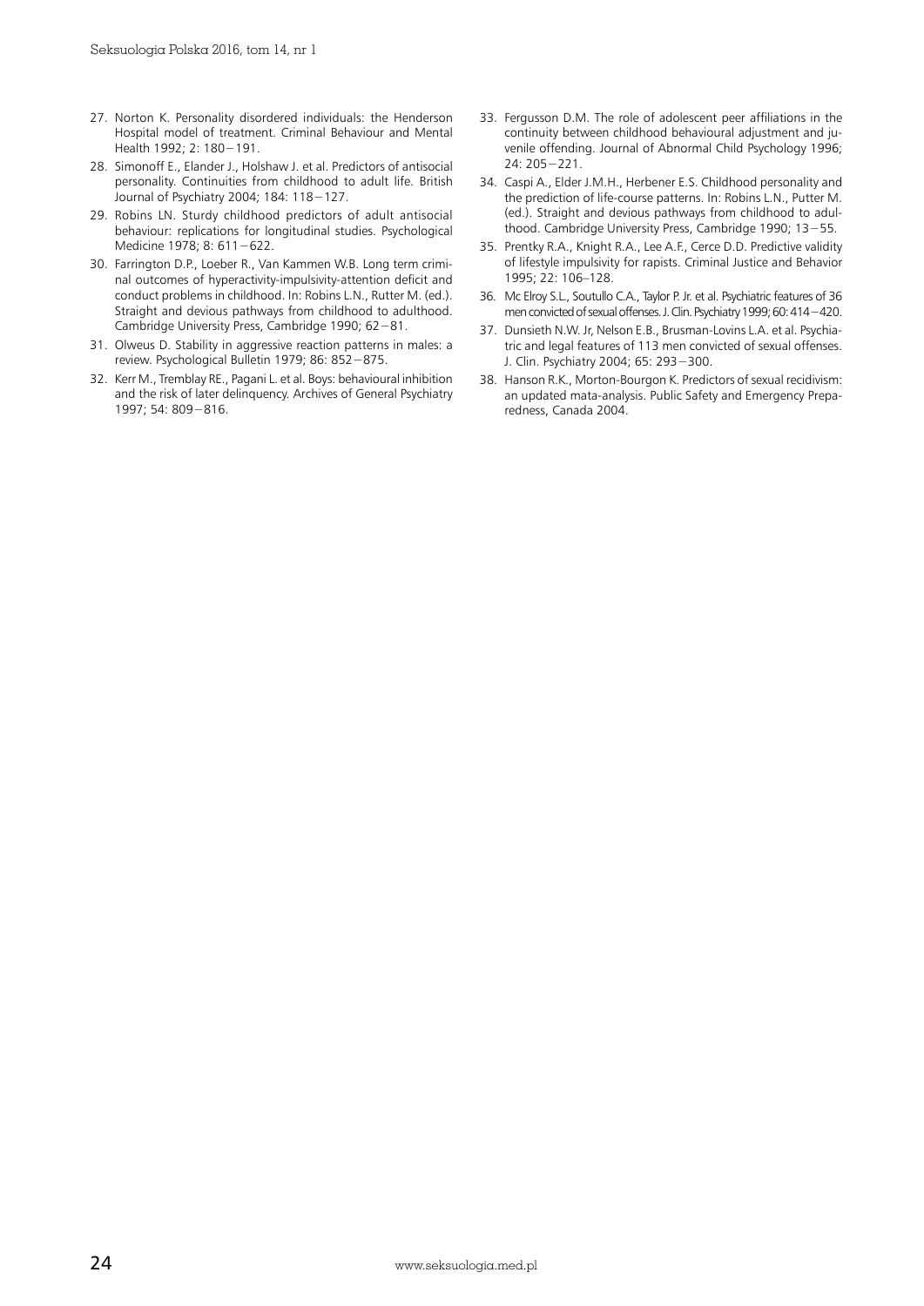27. Norton K. Personality disordered individuals: the Henderson Hospital model of treatment. Criminal Behaviour and Mental Health 1992; 2: 180−191.
28. Simonoff E., Elander J., Holshaw J. et al. Predictors of antisocial personality. Continuities from childhood to adult life. British Journal of Psychiatry 2004; 184: 118−127.
29. Robins LN. Sturdy childhood predictors of adult antisocial behaviour: replications for longitudinal studies. Psychological Medicine 1978; 8: 611−622.
30. Farrington D.P., Loeber R., Van Kammen W.B. Long term criminal outcomes of hyperactivity-impulsivity-attention deficit and conduct problems in childhood. In: Robins L.N., Rutter M. (ed.). Straight and devious pathways from childhood to adulthood. Cambridge University Press, Cambridge 1990; 62−81.
31. Olweus D. Stability in aggressive reaction patterns in males: a review. Psychological Bulletin 1979; 86: 852−875.
32. Kerr M., Tremblay RE., Pagani L. et al. Boys: behavioural inhibition and the risk of later delinquency. Archives of General Psychiatry 1997; 54: 809−816.
33. Fergusson D.M. The role of adolescent peer affiliations in the continuity between childhood behavioural adjustment and juvenile offending. Journal of Abnormal Child Psychology 1996; 24: 205−221.
34. Caspi A., Elder J.M.H., Herbener E.S. Childhood personality and the prediction of life-course patterns. In: Robins L.N., Putter M. (ed.). Straight and devious pathways from childhood to adulthood. Cambridge University Press, Cambridge 1990; 13−55.
35. Prentky R.A., Knight R.A., Lee A.F., Cerce D.D. Predictive validity of lifestyle impulsivity for rapists. Criminal Justice and Behavior 1995; 22: 106–128.
36. Mc Elroy S.L., Soutullo C.A., Taylor P. Jr. et al. Psychiatric features of 36 men convicted of sexual offenses. J. Clin. Psychiatry 1999; 60: 414−420.
37. Dunsieth N.W. Jr, Nelson E.B., Brusman-Lovins L.A. et al. Psychiatric and legal features of 113 men convicted of sexual offenses. J. Clin. Psychiatry 2004; 65: 293−300.
38. Hanson R.K., Morton-Bourgon K. Predictors of sexual recidivism: an updated mata-analysis. Public Safety and Emergency Preparedness, Canada 2004.